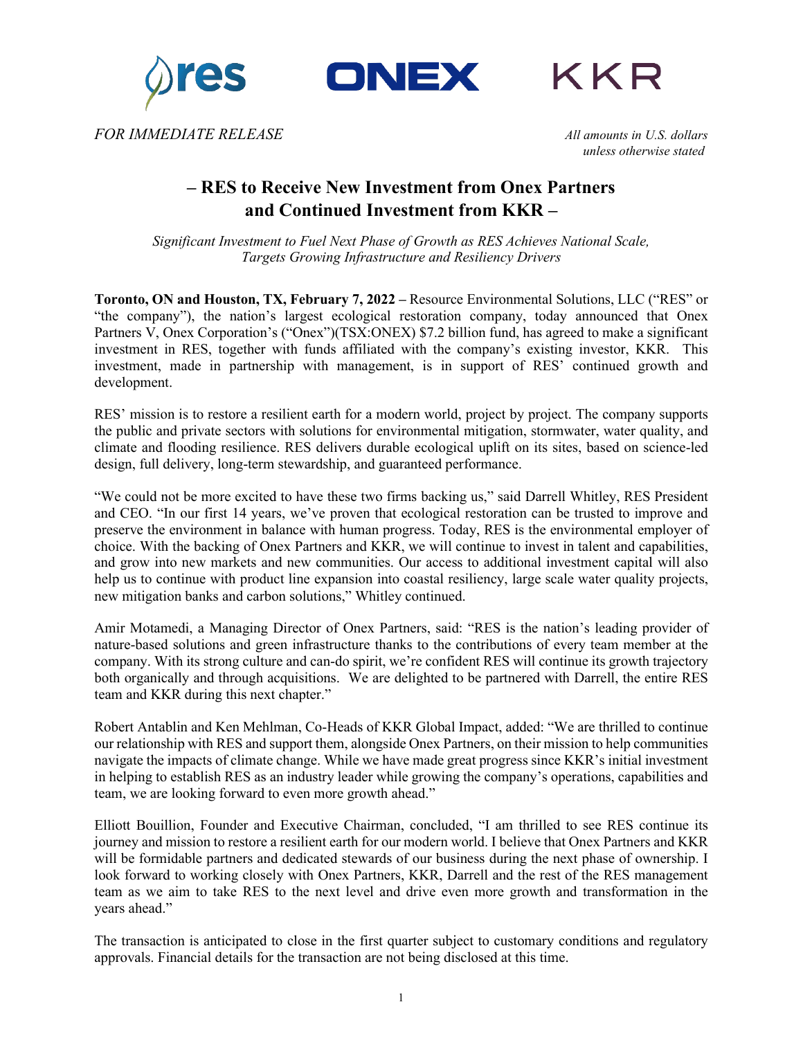res ONEX KKR

*FOR IMMEDIATE RELEASE*

*All amounts in U.S. dollars unless otherwise stated*

# – RES to Receive New Investment from Onex Partners and Continued Investment from KKR –

*Significant Investment to Fuel Next Phase of Growth as RES Achieves National Scale, Targets Growing Infrastructure and Resiliency Drivers*

**Toronto, ON and Houston, TX, February 7, 2022 –** Resource Environmental Solutions, LLC ("RES" or "the company"), the nation's largest ecological restoration company, today announced that Onex Partners V, Onex Corporation's ("Onex")(TSX:ONEX) $7.2 billion fund, has agreed to make a significant investment in RES, together with funds affiliated with the company's existing investor, KKR. This investment, made in partnership with management, is in support of RES' continued growth and development.

RES' mission is to restore a resilient earth for a modern world, project by project. The company supports the public and private sectors with solutions for environmental mitigation, stormwater, water quality, and climate and flooding resilience. RES delivers durable ecological uplift on its sites, based on science-led design, full delivery, long-term stewardship, and guaranteed performance.

"We could not be more excited to have these two firms backing us," said Darrell Whitley, RES President and CEO. "In our first 14 years, we've proven that ecological restoration can be trusted to improve and preserve the environment in balance with human progress. Today, RES is the environmental employer of choice. With the backing of Onex Partners and KKR, we will continue to invest in talent and capabilities, and grow into new markets and new communities. Our access to additional investment capital will also help us to continue with product line expansion into coastal resiliency, large scale water quality projects, new mitigation banks and carbon solutions," Whitley continued.

Amir Motamedi, a Managing Director of Onex Partners, said: "RES is the nation's leading provider of nature-based solutions and green infrastructure thanks to the contributions of every team member at the company. With its strong culture and can-do spirit, we're confident RES will continue its growth trajectory both organically and through acquisitions. We are delighted to be partnered with Darrell, the entire RES team and KKR during this next chapter."

Robert Antablin and Ken Mehlman, Co-Heads of KKR Global Impact, added: "We are thrilled to continue our relationship with RES and support them, alongside Onex Partners, on their mission to help communities navigate the impacts of climate change. While we have made great progress since KKR's initial investment in helping to establish RES as an industry leader while growing the company's operations, capabilities and team, we are looking forward to even more growth ahead."

Elliott Bouillion, Founder and Executive Chairman, concluded, "I am thrilled to see RES continue its journey and mission to restore a resilient earth for our modern world. I believe that Onex Partners and KKR will be formidable partners and dedicated stewards of our business during the next phase of ownership. I look forward to working closely with Onex Partners, KKR, Darrell and the rest of the RES management team as we aim to take RES to the next level and drive even more growth and transformation in the years ahead."

The transaction is anticipated to close in the first quarter subject to customary conditions and regulatory approvals. Financial details for the transaction are not being disclosed at this time.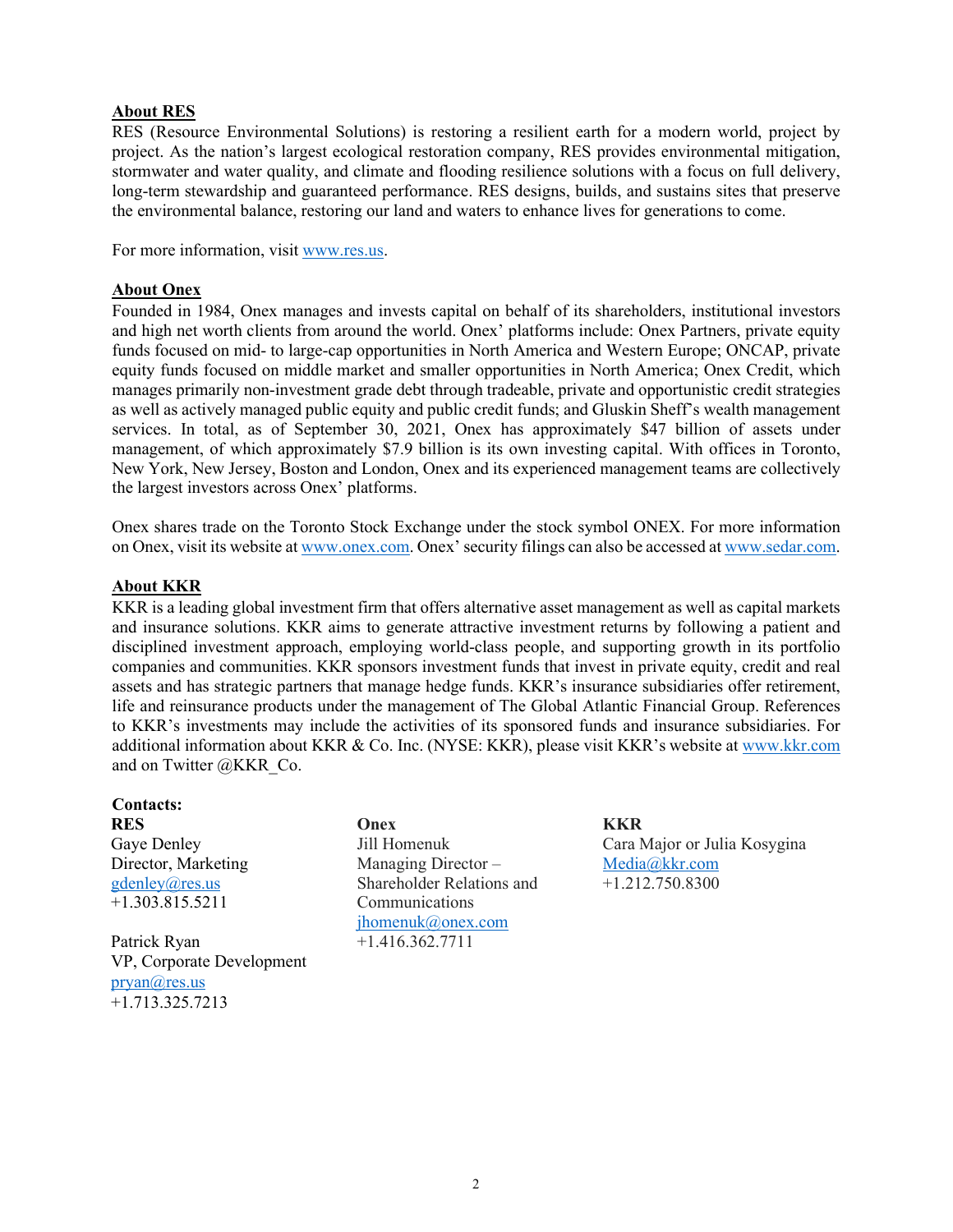**About RES**

RES (Resource Environmental Solutions) is restoring a resilient earth for a modern world, project by project. As the nation's largest ecological restoration company, RES provides environmental mitigation, stormwater and water quality, and climate and flooding resilience solutions with a focus on full delivery, long-term stewardship and guaranteed performance. RES designs, builds, and sustains sites that preserve the environmental balance, restoring our land and waters to enhance lives for generations to come.

For more information, visit www.res.us.

**About Onex**

Founded in 1984, Onex manages and invests capital on behalf of its shareholders, institutional investors and high net worth clients from around the world. Onex' platforms include: Onex Partners, private equity funds focused on mid- to large-cap opportunities in North America and Western Europe; ONCAP, private equity funds focused on middle market and smaller opportunities in North America; Onex Credit, which manages primarily non-investment grade debt through tradeable, private and opportunistic credit strategies as well as actively managed public equity and public credit funds; and Gluskin Sheff's wealth management services. In total, as of September 30, 2021, Onex has approximately $47 billion of assets under management, of which approximately $7.9 billion is its own investing capital. With offices in Toronto, New York, New Jersey, Boston and London, Onex and its experienced management teams are collectively the largest investors across Onex' platforms.

Onex shares trade on the Toronto Stock Exchange under the stock symbol ONEX. For more information on Onex, visit its website at www.onex.com. Onex' security filings can also be accessed at www.sedar.com.

**About KKR**

KKR is a leading global investment firm that offers alternative asset management as well as capital markets and insurance solutions. KKR aims to generate attractive investment returns by following a patient and disciplined investment approach, employing world-class people, and supporting growth in its portfolio companies and communities. KKR sponsors investment funds that invest in private equity, credit and real assets and has strategic partners that manage hedge funds. KKR's insurance subsidiaries offer retirement, life and reinsurance products under the management of The Global Atlantic Financial Group. References to KKR's investments may include the activities of its sponsored funds and insurance subsidiaries. For additional information about KKR & Co. Inc. (NYSE: KKR), please visit KKR's website at www.kkr.com and on Twitter @KKR_Co.

**Contacts:**

**RES**
Gaye Denley
Director, Marketing
gdenley@res.us
+1.303.815.5211

Patrick Ryan
VP, Corporate Development
pryan@res.us
+1.713.325.7213

**Onex**
Jill Homenuk
Managing Director – Shareholder Relations and Communications
jhomenuk@onex.com
+1.416.362.7711

**KKR**
Cara Major or Julia Kosygina
Media@kkr.com
+1.212.750.8300